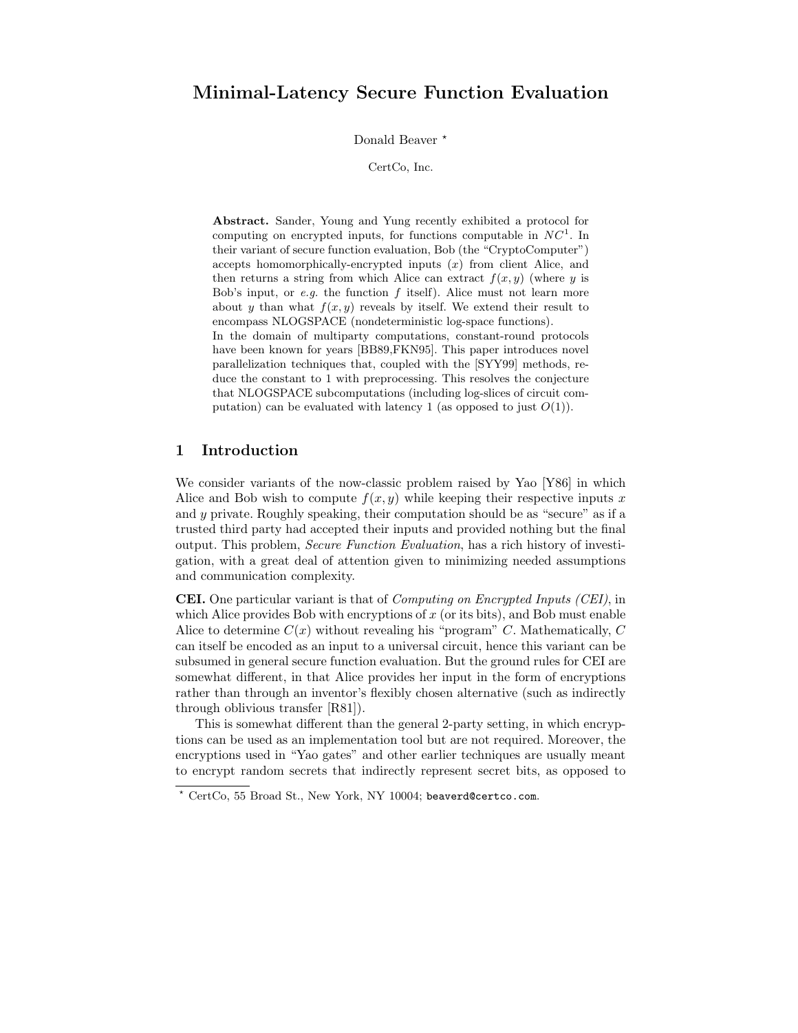# Minimal-Latency Secure Function Evaluation

Donald Beaver *

CertCo, Inc.

**Abstract.** Sander, Young and Yung recently exhibited a protocol for computing on encrypted inputs, for functions computable in $NC^1$. In their variant of secure function evaluation, Bob (the "CryptoComputer") accepts homomorphically-encrypted inputs ($x$) from client Alice, and then returns a string from which Alice can extract $f(x, y)$ (where $y$ is Bob's input, or *e.g.* the function $f$ itself). Alice must not learn more about $y$ than what $f(x, y)$ reveals by itself. We extend their result to encompass NLOGSPACE (nondeterministic log-space functions).

In the domain of multiparty computations, constant-round protocols have been known for years [BB89,FKN95]. This paper introduces novel parallelization techniques that, coupled with the [SYY99] methods, reduce the constant to 1 with preprocessing. This resolves the conjecture that NLOGSPACE subcomputations (including log-slices of circuit computation) can be evaluated with latency 1 (as opposed to just $O(1)$).

## 1 Introduction

We consider variants of the now-classic problem raised by Yao [Y86] in which Alice and Bob wish to compute $f(x, y)$ while keeping their respective inputs $x$ and $y$ private. Roughly speaking, their computation should be as "secure" as if a trusted third party had accepted their inputs and provided nothing but the final output. This problem, *Secure Function Evaluation*, has a rich history of investigation, with a great deal of attention given to minimizing needed assumptions and communication complexity.

**CEI.** One particular variant is that of *Computing on Encrypted Inputs (CEI)*, in which Alice provides Bob with encryptions of $x$ (or its bits), and Bob must enable Alice to determine $C(x)$ without revealing his "program" $C$. Mathematically, $C$ can itself be encoded as an input to a universal circuit, hence this variant can be subsumed in general secure function evaluation. But the ground rules for CEI are somewhat different, in that Alice provides her input in the form of encryptions rather than through an inventor's flexibly chosen alternative (such as indirectly through oblivious transfer [R81]).

This is somewhat different than the general 2-party setting, in which encryptions can be used as an implementation tool but are not required. Moreover, the encryptions used in "Yao gates" and other earlier techniques are usually meant to encrypt random secrets that indirectly represent secret bits, as opposed to

* CertCo, 55 Broad St., New York, NY 10004; beaverd@certco.com.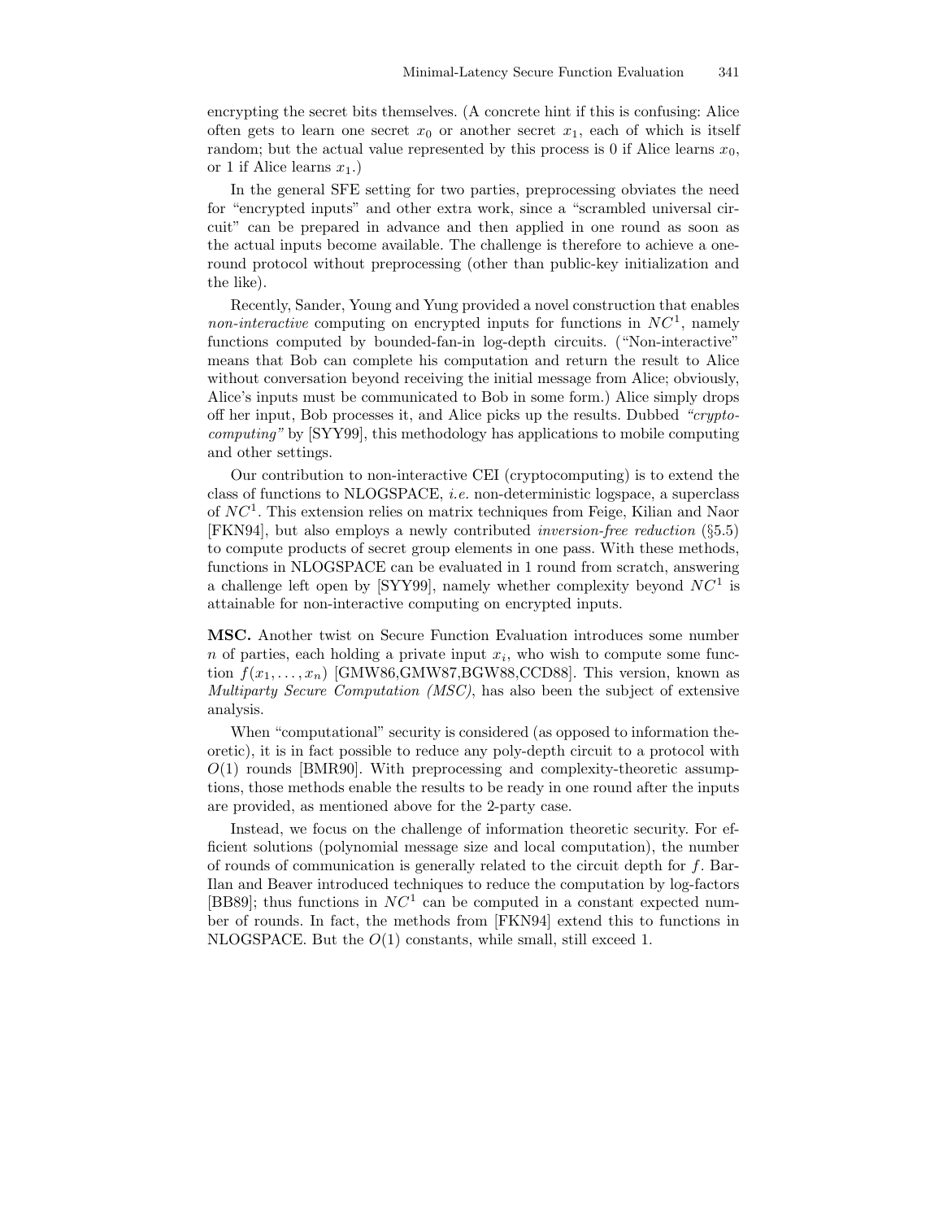encrypting the secret bits themselves. (A concrete hint if this is confusing: Alice often gets to learn one secret $x_0$ or another secret $x_1$, each of which is itself random; but the actual value represented by this process is 0 if Alice learns $x_0$, or 1 if Alice learns $x_1$.)

In the general SFE setting for two parties, preprocessing obviates the need for "encrypted inputs" and other extra work, since a "scrambled universal circuit" can be prepared in advance and then applied in one round as soon as the actual inputs become available. The challenge is therefore to achieve a one-round protocol without preprocessing (other than public-key initialization and the like).

Recently, Sander, Young and Yung provided a novel construction that enables *non-interactive* computing on encrypted inputs for functions in $NC^1$, namely functions computed by bounded-fan-in log-depth circuits. ("Non-interactive" means that Bob can complete his computation and return the result to Alice without conversation beyond receiving the initial message from Alice; obviously, Alice's inputs must be communicated to Bob in some form.) Alice simply drops off her input, Bob processes it, and Alice picks up the results. Dubbed *"crypto-computing"* by [SYY99], this methodology has applications to mobile computing and other settings.

Our contribution to non-interactive CEI (cryptocomputing) is to extend the class of functions to NLOGSPACE, *i.e.* non-deterministic logspace, a superclass of $NC^1$. This extension relies on matrix techniques from Feige, Kilian and Naor [FKN94], but also employs a newly contributed *inversion-free reduction* (§5.5) to compute products of secret group elements in one pass. With these methods, functions in NLOGSPACE can be evaluated in 1 round from scratch, answering a challenge left open by [SYY99], namely whether complexity beyond $NC^1$ is attainable for non-interactive computing on encrypted inputs.

**MSC.** Another twist on Secure Function Evaluation introduces some number $n$ of parties, each holding a private input $x_i$, who wish to compute some function $f(x_1, \ldots, x_n)$ [GMW86,GMW87,BGW88,CCD88]. This version, known as *Multiparty Secure Computation (MSC)*, has also been the subject of extensive analysis.

When "computational" security is considered (as opposed to information theoretic), it is in fact possible to reduce any poly-depth circuit to a protocol with $O(1)$ rounds [BMR90]. With preprocessing and complexity-theoretic assumptions, those methods enable the results to be ready in one round after the inputs are provided, as mentioned above for the 2-party case.

Instead, we focus on the challenge of information theoretic security. For efficient solutions (polynomial message size and local computation), the number of rounds of communication is generally related to the circuit depth for $f$. Bar-Ilan and Beaver introduced techniques to reduce the computation by log-factors [BB89]; thus functions in $NC^1$ can be computed in a constant expected number of rounds. In fact, the methods from [FKN94] extend this to functions in NLOGSPACE. But the $O(1)$ constants, while small, still exceed 1.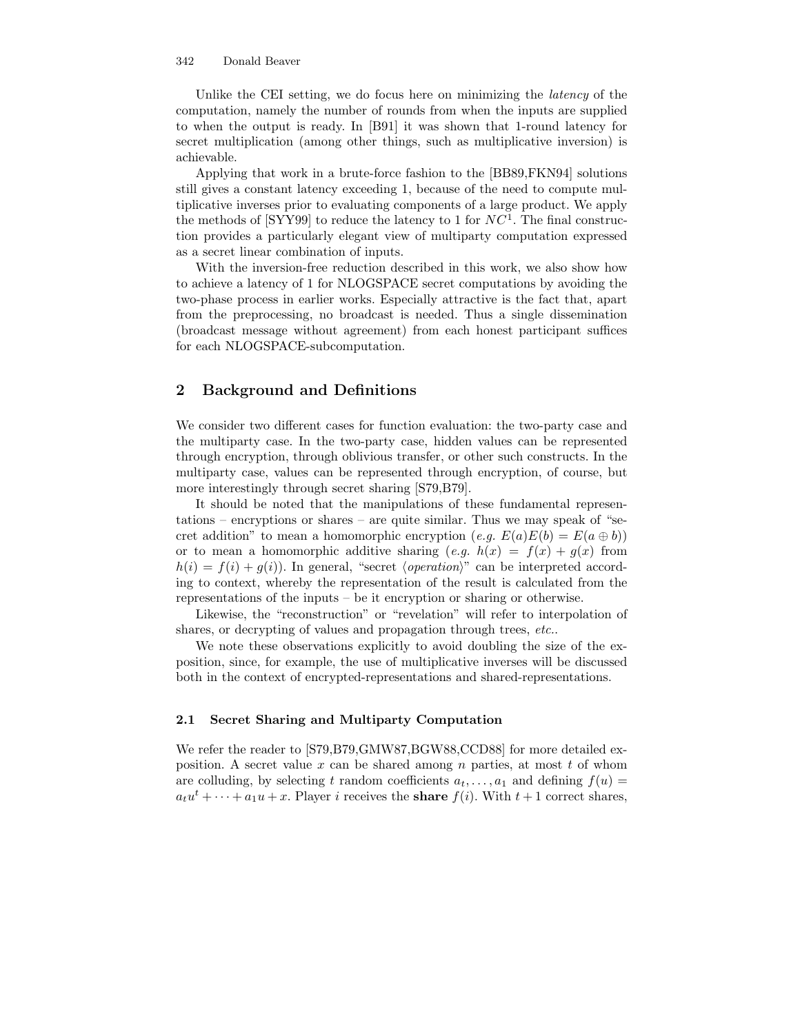Unlike the CEI setting, we do focus here on minimizing the *latency* of the computation, namely the number of rounds from when the inputs are supplied to when the output is ready. In [B91] it was shown that 1-round latency for secret multiplication (among other things, such as multiplicative inversion) is achievable.

Applying that work in a brute-force fashion to the [BB89,FKN94] solutions still gives a constant latency exceeding 1, because of the need to compute multiplicative inverses prior to evaluating components of a large product. We apply the methods of [SYY99] to reduce the latency to 1 for $NC^1$. The final construction provides a particularly elegant view of multiparty computation expressed as a secret linear combination of inputs.

With the inversion-free reduction described in this work, we also show how to achieve a latency of 1 for NLOGSPACE secret computations by avoiding the two-phase process in earlier works. Especially attractive is the fact that, apart from the preprocessing, no broadcast is needed. Thus a single dissemination (broadcast message without agreement) from each honest participant suffices for each NLOGSPACE-subcomputation.

## 2 Background and Definitions

We consider two different cases for function evaluation: the two-party case and the multiparty case. In the two-party case, hidden values can be represented through encryption, through oblivious transfer, or other such constructs. In the multiparty case, values can be represented through encryption, of course, but more interestingly through secret sharing [S79,B79].

It should be noted that the manipulations of these fundamental representations – encryptions or shares – are quite similar. Thus we may speak of "secret addition" to mean a homomorphic encryption (*e.g.* $E(a)E(b) = E(a \oplus b)$) or to mean a homomorphic additive sharing (*e.g.* $h(x) = f(x) + g(x)$ from $h(i) = f(i) + g(i)$). In general, "secret $\langle$*operation*$\rangle$" can be interpreted according to context, whereby the representation of the result is calculated from the representations of the inputs – be it encryption or sharing or otherwise.

Likewise, the "reconstruction" or "revelation" will refer to interpolation of shares, or decrypting of values and propagation through trees, *etc.*.

We note these observations explicitly to avoid doubling the size of the exposition, since, for example, the use of multiplicative inverses will be discussed both in the context of encrypted-representations and shared-representations.

### 2.1 Secret Sharing and Multiparty Computation

We refer the reader to [S79,B79,GMW87,BGW88,CCD88] for more detailed exposition. A secret value $x$ can be shared among $n$ parties, at most $t$ of whom are colluding, by selecting $t$ random coefficients $a_t, \ldots, a_1$ and defining $f(u) = a_t u^t + \cdots + a_1 u + x$. Player $i$ receives the **share** $f(i)$. With $t+1$ correct shares,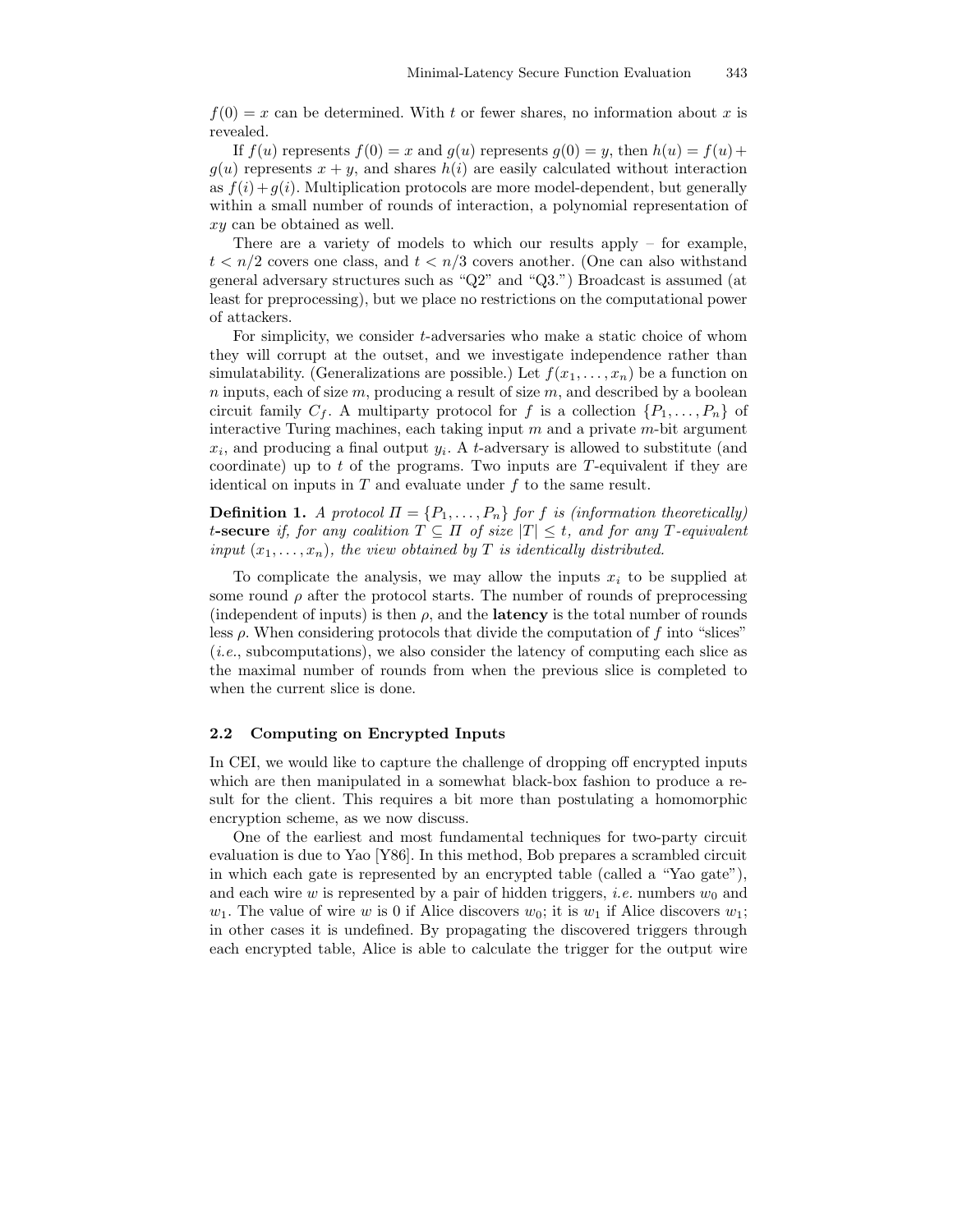$f(0) = x$ can be determined. With $t$ or fewer shares, no information about $x$ is revealed.

If $f(u)$ represents $f(0) = x$ and $g(u)$ represents $g(0) = y$, then $h(u) = f(u) + g(u)$ represents $x + y$, and shares $h(i)$ are easily calculated without interaction as $f(i) + g(i)$. Multiplication protocols are more model-dependent, but generally within a small number of rounds of interaction, a polynomial representation of $xy$ can be obtained as well.

There are a variety of models to which our results apply – for example, $t < n/2$ covers one class, and $t < n/3$ covers another. (One can also withstand general adversary structures such as "Q2" and "Q3.") Broadcast is assumed (at least for preprocessing), but we place no restrictions on the computational power of attackers.

For simplicity, we consider $t$-adversaries who make a static choice of whom they will corrupt at the outset, and we investigate independence rather than simulatability. (Generalizations are possible.) Let $f(x_1, \ldots, x_n)$ be a function on $n$ inputs, each of size $m$, producing a result of size $m$, and described by a boolean circuit family $C_f$. A multiparty protocol for $f$ is a collection $\{P_1, \ldots, P_n\}$ of interactive Turing machines, each taking input $m$ and a private $m$-bit argument $x_i$, and producing a final output $y_i$. A $t$-adversary is allowed to substitute (and coordinate) up to $t$ of the programs. Two inputs are $T$-equivalent if they are identical on inputs in $T$ and evaluate under $f$ to the same result.

**Definition 1.** *A protocol $\Pi = \{P_1, \ldots, P_n\}$ for $f$ is (information theoretically) $t$-**secure** if, for any coalition $T \subseteq \Pi$ of size $|T| \leq t$, and for any $T$-equivalent input $(x_1, \ldots, x_n)$, the view obtained by $T$ is identically distributed.*

To complicate the analysis, we may allow the inputs $x_i$ to be supplied at some round $\rho$ after the protocol starts. The number of rounds of preprocessing (independent of inputs) is then $\rho$, and the **latency** is the total number of rounds less $\rho$. When considering protocols that divide the computation of $f$ into "slices" (*i.e.*, subcomputations), we also consider the latency of computing each slice as the maximal number of rounds from when the previous slice is completed to when the current slice is done.

### 2.2 Computing on Encrypted Inputs

In CEI, we would like to capture the challenge of dropping off encrypted inputs which are then manipulated in a somewhat black-box fashion to produce a result for the client. This requires a bit more than postulating a homomorphic encryption scheme, as we now discuss.

One of the earliest and most fundamental techniques for two-party circuit evaluation is due to Yao [Y86]. In this method, Bob prepares a scrambled circuit in which each gate is represented by an encrypted table (called a "Yao gate"), and each wire $w$ is represented by a pair of hidden triggers, *i.e.* numbers $w_0$ and $w_1$. The value of wire $w$ is 0 if Alice discovers $w_0$; it is $w_1$ if Alice discovers $w_1$; in other cases it is undefined. By propagating the discovered triggers through each encrypted table, Alice is able to calculate the trigger for the output wire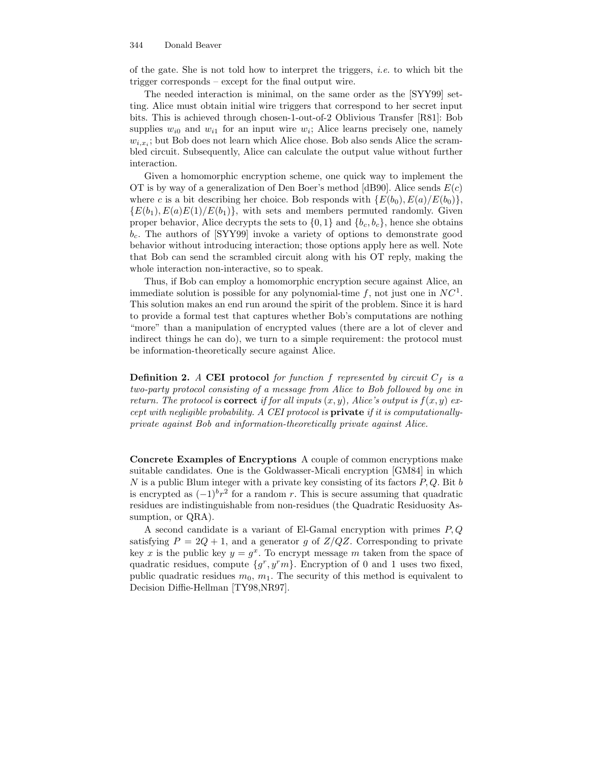of the gate. She is not told how to interpret the triggers, *i.e.* to which bit the trigger corresponds – except for the final output wire.

The needed interaction is minimal, on the same order as the [SYY99] setting. Alice must obtain initial wire triggers that correspond to her secret input bits. This is achieved through chosen-1-out-of-2 Oblivious Transfer [R81]: Bob supplies $w_{i0}$ and $w_{i1}$ for an input wire $w_i$; Alice learns precisely one, namely $w_{i,x_i}$; but Bob does not learn which Alice chose. Bob also sends Alice the scrambled circuit. Subsequently, Alice can calculate the output value without further interaction.

Given a homomorphic encryption scheme, one quick way to implement the OT is by way of a generalization of Den Boer's method [dB90]. Alice sends $E(c)$ where $c$ is a bit describing her choice. Bob responds with $\{E(b_0), E(a)/E(b_0)\}$, $\{E(b_1), E(a)E(1)/E(b_1)\}$, with sets and members permuted randomly. Given proper behavior, Alice decrypts the sets to $\{0, 1\}$ and $\{b_c, b_c\}$, hence she obtains $b_c$. The authors of [SYY99] invoke a variety of options to demonstrate good behavior without introducing interaction; those options apply here as well. Note that Bob can send the scrambled circuit along with his OT reply, making the whole interaction non-interactive, so to speak.

Thus, if Bob can employ a homomorphic encryption secure against Alice, an immediate solution is possible for any polynomial-time $f$, not just one in $NC^1$. This solution makes an end run around the spirit of the problem. Since it is hard to provide a formal test that captures whether Bob's computations are nothing "more" than a manipulation of encrypted values (there are a lot of clever and indirect things he can do), we turn to a simple requirement: the protocol must be information-theoretically secure against Alice.

**Definition 2.** *A* **CEI protocol** *for function $f$ represented by circuit $C_f$ is a two-party protocol consisting of a message from Alice to Bob followed by one in return. The protocol is* **correct** *if for all inputs $(x, y)$, Alice's output is $f(x, y)$ except with negligible probability. A CEI protocol is* **private** *if it is computationally-private against Bob and information-theoretically private against Alice.*

**Concrete Examples of Encryptions** A couple of common encryptions make suitable candidates. One is the Goldwasser-Micali encryption [GM84] in which $N$ is a public Blum integer with a private key consisting of its factors $P, Q$. Bit $b$ is encrypted as $(-1)^b r^2$ for a random $r$. This is secure assuming that quadratic residues are indistinguishable from non-residues (the Quadratic Residuosity Assumption, or QRA).

A second candidate is a variant of El-Gamal encryption with primes $P, Q$ satisfying $P = 2Q + 1$, and a generator $g$ of $Z/QZ$. Corresponding to private key $x$ is the public key $y = g^x$. To encrypt message $m$ taken from the space of quadratic residues, compute $\{g^r, y^r m\}$. Encryption of 0 and 1 uses two fixed, public quadratic residues $m_0$, $m_1$. The security of this method is equivalent to Decision Diffie-Hellman [TY98,NR97].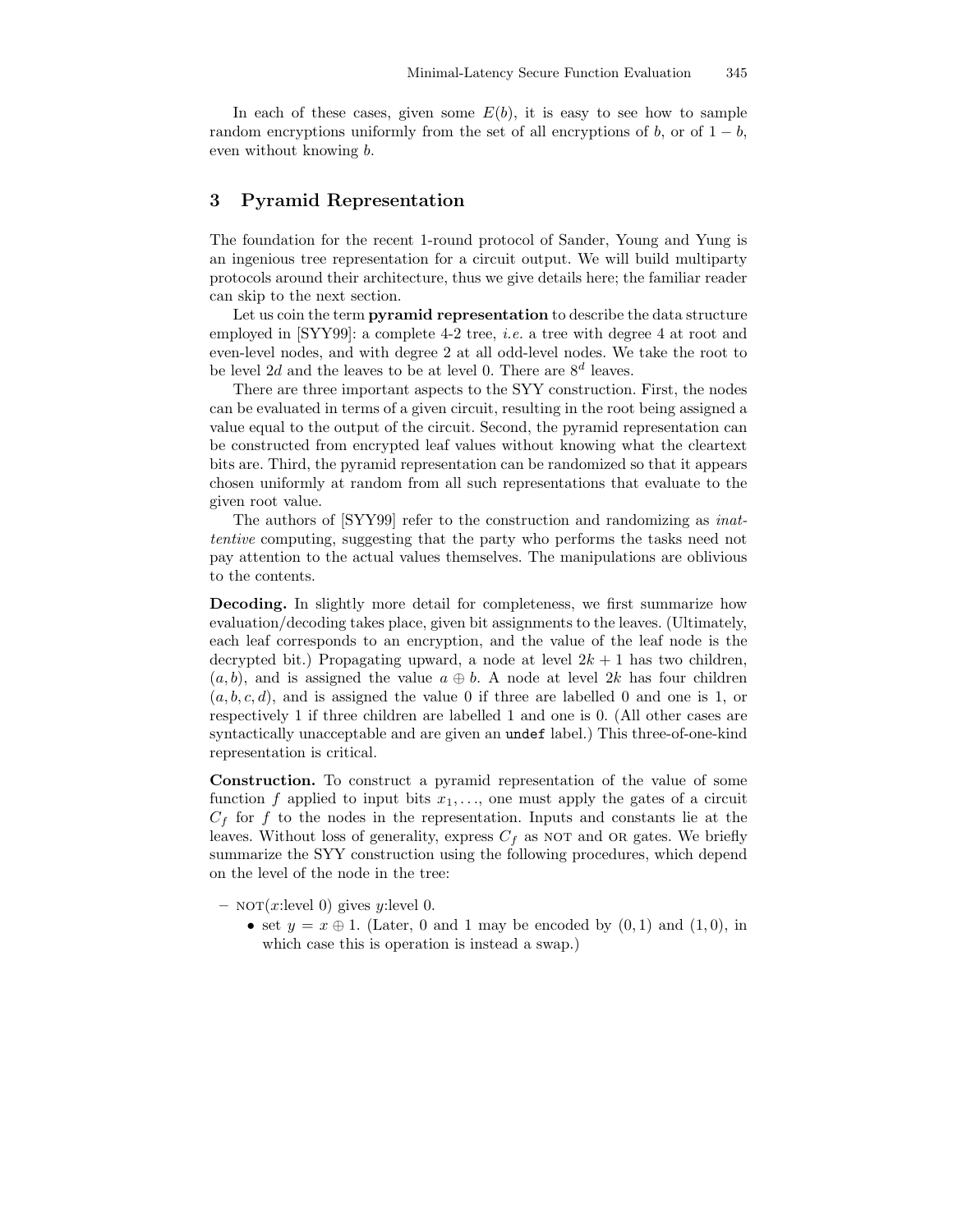In each of these cases, given some $E(b)$, it is easy to see how to sample random encryptions uniformly from the set of all encryptions of $b$, or of $1 - b$, even without knowing $b$.

## 3 Pyramid Representation

The foundation for the recent 1-round protocol of Sander, Young and Yung is an ingenious tree representation for a circuit output. We will build multiparty protocols around their architecture, thus we give details here; the familiar reader can skip to the next section.

Let us coin the term **pyramid representation** to describe the data structure employed in [SYY99]: a complete 4-2 tree, *i.e.* a tree with degree 4 at root and even-level nodes, and with degree 2 at all odd-level nodes. We take the root to be level $2d$ and the leaves to be at level 0. There are $8^d$ leaves.

There are three important aspects to the SYY construction. First, the nodes can be evaluated in terms of a given circuit, resulting in the root being assigned a value equal to the output of the circuit. Second, the pyramid representation can be constructed from encrypted leaf values without knowing what the cleartext bits are. Third, the pyramid representation can be randomized so that it appears chosen uniformly at random from all such representations that evaluate to the given root value.

The authors of [SYY99] refer to the construction and randomizing as *inattentive* computing, suggesting that the party who performs the tasks need not pay attention to the actual values themselves. The manipulations are oblivious to the contents.

**Decoding.** In slightly more detail for completeness, we first summarize how evaluation/decoding takes place, given bit assignments to the leaves. (Ultimately, each leaf corresponds to an encryption, and the value of the leaf node is the decrypted bit.) Propagating upward, a node at level $2k + 1$ has two children, $(a, b)$, and is assigned the value $a \oplus b$. A node at level $2k$ has four children $(a, b, c, d)$, and is assigned the value 0 if three are labelled 0 and one is 1, or respectively 1 if three children are labelled 1 and one is 0. (All other cases are syntactically unacceptable and are given an `undef` label.) This three-of-one-kind representation is critical.

**Construction.** To construct a pyramid representation of the value of some function $f$ applied to input bits $x_1, \ldots$, one must apply the gates of a circuit $C_f$ for $f$ to the nodes in the representation. Inputs and constants lie at the leaves. Without loss of generality, express $C_f$ as NOT and OR gates. We briefly summarize the SYY construction using the following procedures, which depend on the level of the node in the tree:

- NOT($x$:level 0) gives $y$:level 0.
  - set $y = x \oplus 1$. (Later, 0 and 1 may be encoded by $(0, 1)$ and $(1, 0)$, in which case this is operation is instead a swap.)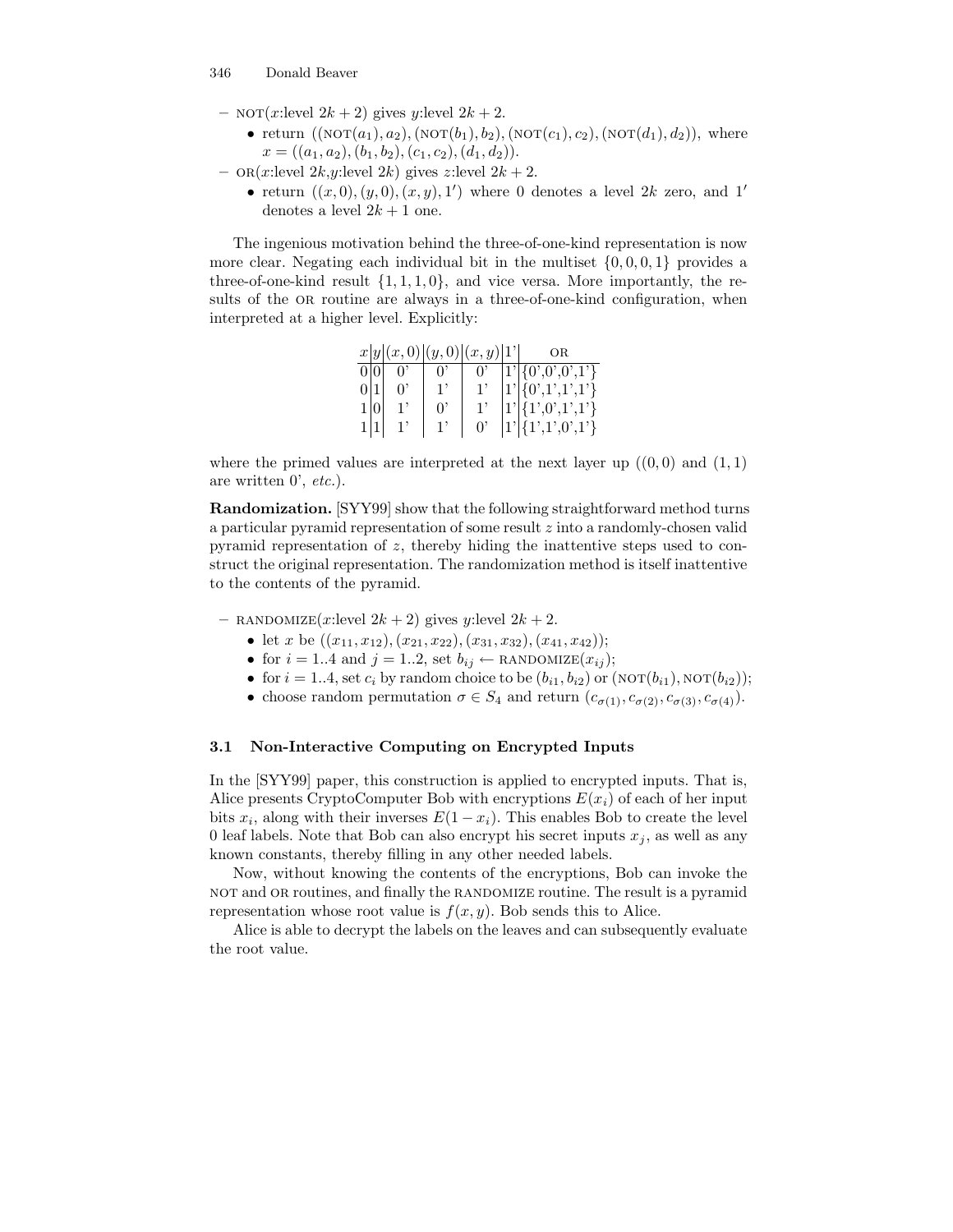– NOT($x$:level $2k+2$) gives $y$:level $2k+2$.
  - return $((\text{NOT}(a_1), a_2), (\text{NOT}(b_1), b_2), (\text{NOT}(c_1), c_2), (\text{NOT}(d_1), d_2))$, where $x = ((a_1, a_2), (b_1, b_2), (c_1, c_2), (d_1, d_2))$.
– OR($x$:level $2k$,$y$:level $2k$) gives $z$:level $2k+2$.
  - return $((x, 0), (y, 0), (x, y), 1')$ where 0 denotes a level $2k$ zero, and $1'$ denotes a level $2k+1$ one.

The ingenious motivation behind the three-of-one-kind representation is now more clear. Negating each individual bit in the multiset $\{0, 0, 0, 1\}$ provides a three-of-one-kind result $\{1, 1, 1, 0\}$, and vice versa. More importantly, the results of the OR routine are always in a three-of-one-kind configuration, when interpreted at a higher level. Explicitly:

| $x$ | $y$ | $(x,0)$ | $(y,0)$ | $(x,y)$ | 1' | OR |
|---|---|---|---|---|---|---|
| 0 | 0 | 0' | 0' | 0' | 1' | {0',0',0',1'} |
| 0 | 1 | 0' | 1' | 1' | 1' | {0',1',1',1'} |
| 1 | 0 | 1' | 0' | 1' | 1' | {1',0',1',1'} |
| 1 | 1 | 1' | 1' | 0' | 1' | {1',1',0',1'} |

where the primed values are interpreted at the next layer up ($(0, 0)$ and $(1, 1)$ are written 0', *etc.*).

**Randomization.** [SYY99] show that the following straightforward method turns a particular pyramid representation of some result $z$ into a randomly-chosen valid pyramid representation of $z$, thereby hiding the inattentive steps used to construct the original representation. The randomization method is itself inattentive to the contents of the pyramid.

– RANDOMIZE($x$:level $2k+2$) gives $y$:level $2k+2$.
  - let $x$ be $((x_{11}, x_{12}), (x_{21}, x_{22}), (x_{31}, x_{32}), (x_{41}, x_{42}))$;
  - for $i = 1..4$ and $j = 1..2$, set $b_{ij} \leftarrow \text{RANDOMIZE}(x_{ij})$;
  - for $i = 1..4$, set $c_i$ by random choice to be $(b_{i1}, b_{i2})$ or $(\text{NOT}(b_{i1}), \text{NOT}(b_{i2}))$;
  - choose random permutation $\sigma \in S_4$ and return $(c_{\sigma(1)}, c_{\sigma(2)}, c_{\sigma(3)}, c_{\sigma(4)})$.

### 3.1 Non-Interactive Computing on Encrypted Inputs

In the [SYY99] paper, this construction is applied to encrypted inputs. That is, Alice presents CryptoComputer Bob with encryptions $E(x_i)$ of each of her input bits $x_i$, along with their inverses $E(1 - x_i)$. This enables Bob to create the level 0 leaf labels. Note that Bob can also encrypt his secret inputs $x_j$, as well as any known constants, thereby filling in any other needed labels.

Now, without knowing the contents of the encryptions, Bob can invoke the NOT and OR routines, and finally the RANDOMIZE routine. The result is a pyramid representation whose root value is $f(x, y)$. Bob sends this to Alice.

Alice is able to decrypt the labels on the leaves and can subsequently evaluate the root value.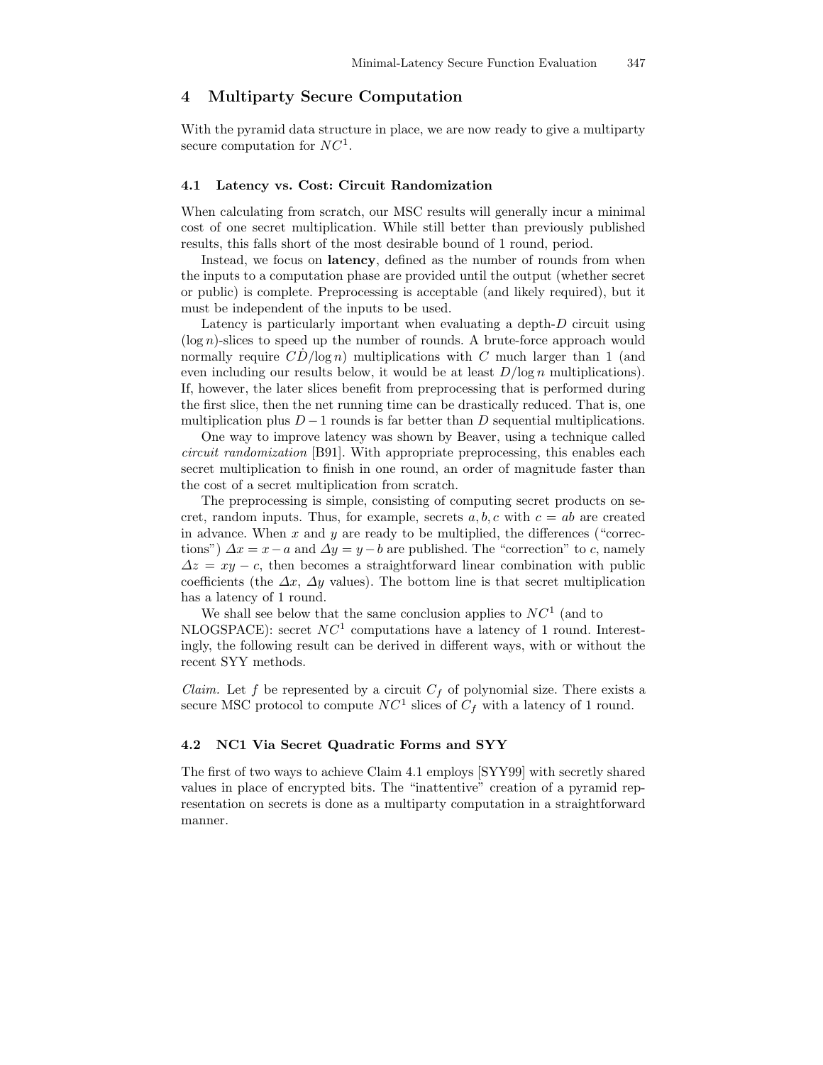## 4 Multiparty Secure Computation

With the pyramid data structure in place, we are now ready to give a multiparty secure computation for $NC^1$.

### 4.1 Latency vs. Cost: Circuit Randomization

When calculating from scratch, our MSC results will generally incur a minimal cost of one secret multiplication. While still better than previously published results, this falls short of the most desirable bound of 1 round, period.

Instead, we focus on **latency**, defined as the number of rounds from when the inputs to a computation phase are provided until the output (whether secret or public) is complete. Preprocessing is acceptable (and likely required), but it must be independent of the inputs to be used.

Latency is particularly important when evaluating a depth-$D$ circuit using $(\log n)$-slices to speed up the number of rounds. A brute-force approach would normally require $C\dot{D}/\log n)$ multiplications with $C$ much larger than 1 (and even including our results below, it would be at least $D/\log n$ multiplications). If, however, the later slices benefit from preprocessing that is performed during the first slice, then the net running time can be drastically reduced. That is, one multiplication plus $D-1$ rounds is far better than $D$ sequential multiplications.

One way to improve latency was shown by Beaver, using a technique called *circuit randomization* [B91]. With appropriate preprocessing, this enables each secret multiplication to finish in one round, an order of magnitude faster than the cost of a secret multiplication from scratch.

The preprocessing is simple, consisting of computing secret products on secret, random inputs. Thus, for example, secrets $a, b, c$ with $c = ab$ are created in advance. When $x$ and $y$ are ready to be multiplied, the differences ("corrections") $\Delta x = x - a$ and $\Delta y = y - b$ are published. The "correction" to $c$, namely $\Delta z = xy - c$, then becomes a straightforward linear combination with public coefficients (the $\Delta x$, $\Delta y$ values). The bottom line is that secret multiplication has a latency of 1 round.

We shall see below that the same conclusion applies to $NC^1$ (and to NLOGSPACE): secret $NC^1$ computations have a latency of 1 round. Interestingly, the following result can be derived in different ways, with or without the recent SYY methods.

*Claim.* Let $f$ be represented by a circuit $C_f$ of polynomial size. There exists a secure MSC protocol to compute $NC^1$ slices of $C_f$ with a latency of 1 round.

### 4.2 NC1 Via Secret Quadratic Forms and SYY

The first of two ways to achieve Claim 4.1 employs [SYY99] with secretly shared values in place of encrypted bits. The "inattentive" creation of a pyramid representation on secrets is done as a multiparty computation in a straightforward manner.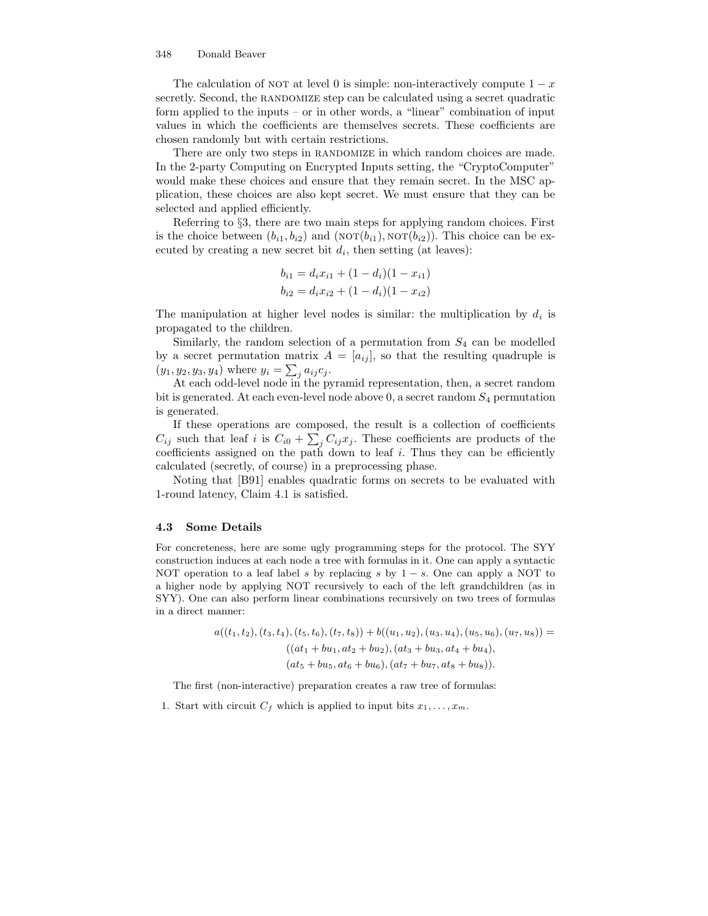The calculation of NOT at level 0 is simple: non-interactively compute $1-x$ secretly. Second, the RANDOMIZE step can be calculated using a secret quadratic form applied to the inputs – or in other words, a "linear" combination of input values in which the coefficients are themselves secrets. These coefficients are chosen randomly but with certain restrictions.

There are only two steps in RANDOMIZE in which random choices are made. In the 2-party Computing on Encrypted Inputs setting, the "CryptoComputer" would make these choices and ensure that they remain secret. In the MSC application, these choices are also kept secret. We must ensure that they can be selected and applied efficiently.

Referring to §3, there are two main steps for applying random choices. First is the choice between $(b_{i1}, b_{i2})$ and $(\text{NOT}(b_{i1}), \text{NOT}(b_{i2}))$. This choice can be executed by creating a new secret bit $d_i$, then setting (at leaves):

$$b_{i1} = d_i x_{i1} + (1-d_i)(1-x_{i1})$$
$$b_{i2} = d_i x_{i2} + (1-d_i)(1-x_{i2})$$

The manipulation at higher level nodes is similar: the multiplication by $d_i$ is propagated to the children.

Similarly, the random selection of a permutation from $S_4$ can be modelled by a secret permutation matrix $A = [a_{ij}]$, so that the resulting quadruple is $(y_1, y_2, y_3, y_4)$ where $y_i = \sum_j a_{ij} c_j$.

At each odd-level node in the pyramid representation, then, a secret random bit is generated. At each even-level node above 0, a secret random $S_4$ permutation is generated.

If these operations are composed, the result is a collection of coefficients $C_{ij}$ such that leaf $i$ is $C_{i0} + \sum_j C_{ij} x_j$. These coefficients are products of the coefficients assigned on the path down to leaf $i$. Thus they can be efficiently calculated (secretly, of course) in a preprocessing phase.

Noting that [B91] enables quadratic forms on secrets to be evaluated with 1-round latency, Claim 4.1 is satisfied.

### 4.3 Some Details

For concreteness, here are some ugly programming steps for the protocol. The SYY construction induces at each node a tree with formulas in it. One can apply a syntactic NOT operation to a leaf label $s$ by replacing $s$ by $1-s$. One can apply a NOT to a higher node by applying NOT recursively to each of the left grandchildren (as in SYY). One can also perform linear combinations recursively on two trees of formulas in a direct manner:

$$\begin{aligned} a((t_1,t_2),(t_3,t_4),(t_5,t_6),(t_7,t_8)) + b((u_1,u_2),(u_3,u_4),(u_5,u_6),(u_7,u_8)) = \\ ((at_1+bu_1, at_2+bu_2),(at_3+bu_3, at_4+bu_4), \\ (at_5+bu_5, at_6+bu_6),(at_7+bu_7, at_8+bu_8)). \end{aligned}$$

The first (non-interactive) preparation creates a raw tree of formulas:

1. Start with circuit $C_f$ which is applied to input bits $x_1, \ldots, x_m$.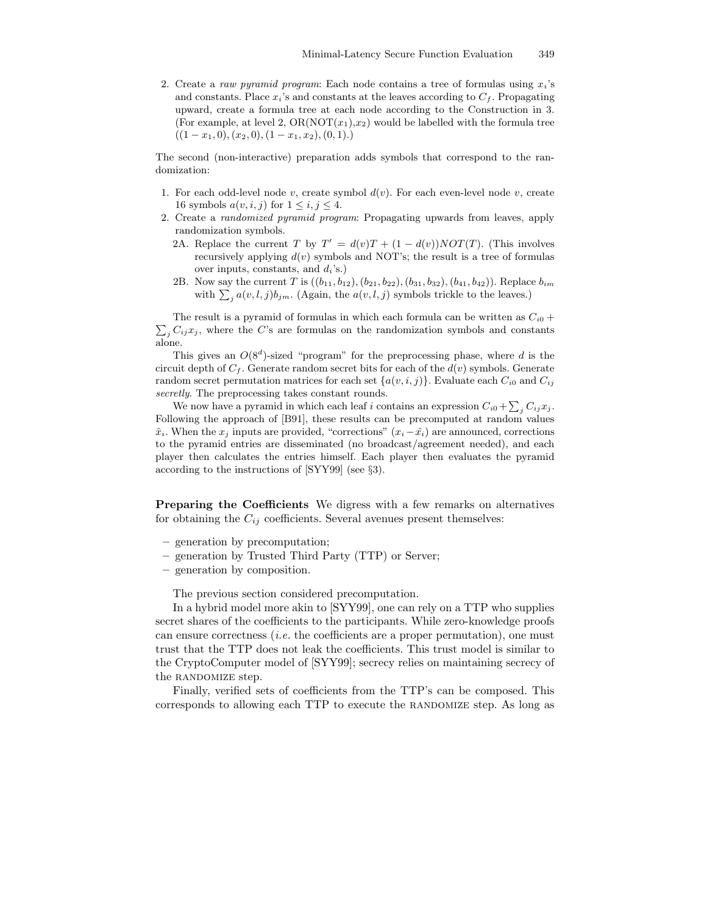2. Create a *raw pyramid program*: Each node contains a tree of formulas using $x_i$'s and constants. Place $x_i$'s and constants at the leaves according to $C_f$. Propagating upward, create a formula tree at each node according to the Construction in 3. (For example, at level 2, OR(NOT($x_1$),$x_2$) would be labelled with the formula tree $((1-x_1, 0), (x_2, 0), (1-x_1, x_2), (0, 1)$.)

The second (non-interactive) preparation adds symbols that correspond to the randomization:

1. For each odd-level node $v$, create symbol $d(v)$. For each even-level node $v$, create 16 symbols $a(v, i, j)$ for $1 \leq i, j \leq 4$.
2. Create a *randomized pyramid program*: Propagating upwards from leaves, apply randomization symbols.
   2A. Replace the current $T$ by $T' = d(v)T + (1 - d(v))NOT(T)$. (This involves recursively applying $d(v)$ symbols and NOT's; the result is a tree of formulas over inputs, constants, and $d_i$'s.)
   2B. Now say the current $T$ is $((b_{11}, b_{12}), (b_{21}, b_{22}), (b_{31}, b_{32}), (b_{41}, b_{42}))$. Replace $b_{im}$ with $\sum_j a(v, l, j)b_{jm}$. (Again, the $a(v, l, j)$ symbols trickle to the leaves.)

The result is a pyramid of formulas in which each formula can be written as $C_{i0} + \sum_j C_{ij}x_j$, where the $C$'s are formulas on the randomization symbols and constants alone.

This gives an $O(8^d)$-sized "program" for the preprocessing phase, where $d$ is the circuit depth of $C_f$. Generate random secret bits for each of the $d(v)$ symbols. Generate random secret permutation matrices for each set $\{a(v, i, j)\}$. Evaluate each $C_{i0}$ and $C_{ij}$ *secretly*. The preprocessing takes constant rounds.

We now have a pyramid in which each leaf $i$ contains an expression $C_{i0} + \sum_j C_{ij}x_j$. Following the approach of [B91], these results can be precomputed at random values $\hat{x}_i$. When the $x_j$ inputs are provided, "corrections" $(x_i - \hat{x}_i)$ are announced, corrections to the pyramid entries are disseminated (no broadcast/agreement needed), and each player then calculates the entries himself. Each player then evaluates the pyramid according to the instructions of [SYY99] (see §3).

**Preparing the Coefficients** We digress with a few remarks on alternatives for obtaining the $C_{ij}$ coefficients. Several avenues present themselves:

- generation by precomputation;
- generation by Trusted Third Party (TTP) or Server;
- generation by composition.

The previous section considered precomputation.

In a hybrid model more akin to [SYY99], one can rely on a TTP who supplies secret shares of the coefficients to the participants. While zero-knowledge proofs can ensure correctness (*i.e.* the coefficients are a proper permutation), one must trust that the TTP does not leak the coefficients. This trust model is similar to the CryptoComputer model of [SYY99]; secrecy relies on maintaining secrecy of the RANDOMIZE step.

Finally, verified sets of coefficients from the TTP's can be composed. This corresponds to allowing each TTP to execute the RANDOMIZE step. As long as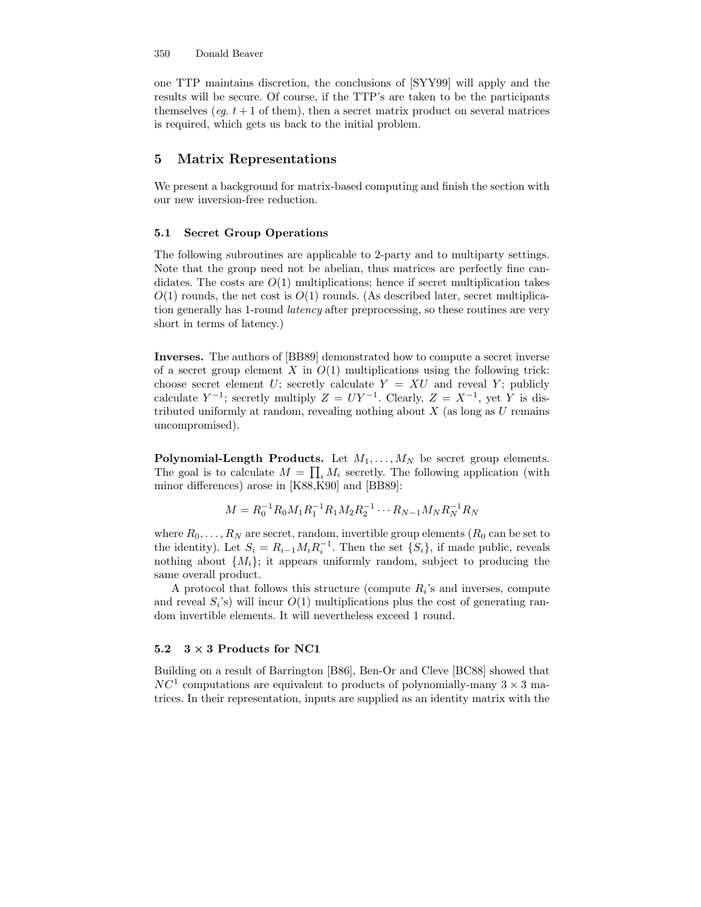one TTP maintains discretion, the conclusions of [SYY99] will apply and the results will be secure. Of course, if the TTP's are taken to be the participants themselves (*eg.* $t+1$ of them), then a secret matrix product on several matrices is required, which gets us back to the initial problem.

## 5 Matrix Representations

We present a background for matrix-based computing and finish the section with our new inversion-free reduction.

### 5.1 Secret Group Operations

The following subroutines are applicable to 2-party and to multiparty settings. Note that the group need not be abelian, thus matrices are perfectly fine candidates. The costs are $O(1)$ multiplications; hence if secret multiplication takes $O(1)$ rounds, the net cost is $O(1)$ rounds. (As described later, secret multiplication generally has 1-round *latency* after preprocessing, so these routines are very short in terms of latency.)

**Inverses.** The authors of [BB89] demonstrated how to compute a secret inverse of a secret group element $X$ in $O(1)$ multiplications using the following trick: choose secret element $U$; secretly calculate $Y = XU$ and reveal $Y$; publicly calculate $Y^{-1}$; secretly multiply $Z = UY^{-1}$. Clearly, $Z = X^{-1}$, yet $Y$ is distributed uniformly at random, revealing nothing about $X$ (as long as $U$ remains uncompromised).

**Polynomial-Length Products.** Let $M_1, \ldots, M_N$ be secret group elements. The goal is to calculate $M = \prod_i M_i$ secretly. The following application (with minor differences) arose in [K88,K90] and [BB89]:

$$M = R_0^{-1} R_0 M_1 R_1^{-1} R_1 M_2 R_2^{-1} \cdots R_{N-1} M_N R_N^{-1} R_N$$

where $R_0, \ldots, R_N$ are secret, random, invertible group elements ($R_0$ can be set to the identity). Let $S_i = R_{i-1} M_i R_i^{-1}$. Then the set $\{S_i\}$, if made public, reveals nothing about $\{M_i\}$; it appears uniformly random, subject to producing the same overall product.

A protocol that follows this structure (compute $R_i$'s and inverses, compute and reveal $S_i$'s) will incur $O(1)$ multiplications plus the cost of generating random invertible elements. It will nevertheless exceed 1 round.

### 5.2 $3 \times 3$ Products for NC1

Building on a result of Barrington [B86], Ben-Or and Cleve [BC88] showed that $NC^1$ computations are equivalent to products of polynomially-many $3 \times 3$ matrices. In their representation, inputs are supplied as an identity matrix with the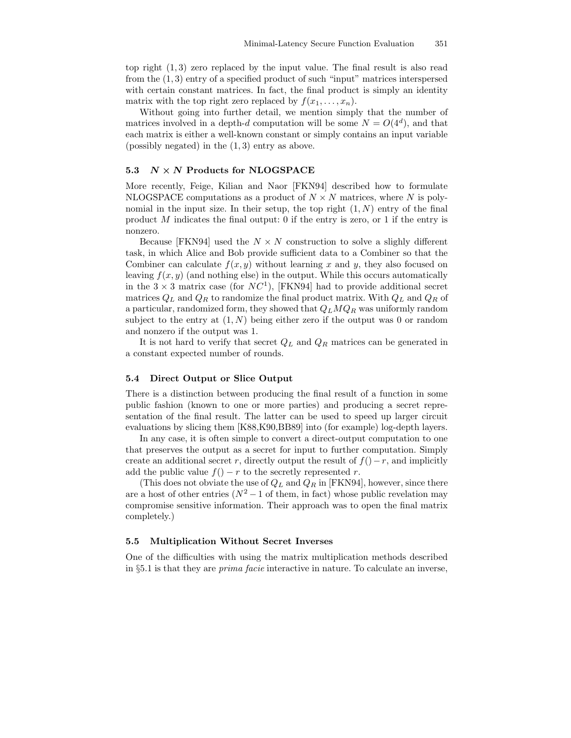top right $(1, 3)$ zero replaced by the input value. The final result is also read from the $(1, 3)$ entry of a specified product of such "input" matrices interspersed with certain constant matrices. In fact, the final product is simply an identity matrix with the top right zero replaced by $f(x_1, \ldots, x_n)$.

Without going into further detail, we mention simply that the number of matrices involved in a depth-$d$ computation will be some $N = O(4^d)$, and that each matrix is either a well-known constant or simply contains an input variable (possibly negated) in the $(1, 3)$ entry as above.

### 5.3 $N \times N$ Products for NLOGSPACE

More recently, Feige, Kilian and Naor [FKN94] described how to formulate NLOGSPACE computations as a product of $N \times N$ matrices, where $N$ is polynomial in the input size. In their setup, the top right $(1, N)$ entry of the final product $M$ indicates the final output: 0 if the entry is zero, or 1 if the entry is nonzero.

Because [FKN94] used the $N \times N$ construction to solve a slighly different task, in which Alice and Bob provide sufficient data to a Combiner so that the Combiner can calculate $f(x, y)$ without learning $x$ and $y$, they also focused on leaving $f(x, y)$ (and nothing else) in the output. While this occurs automatically in the $3 \times 3$ matrix case (for $NC^1$), [FKN94] had to provide additional secret matrices $Q_L$ and $Q_R$ to randomize the final product matrix. With $Q_L$ and $Q_R$ of a particular, randomized form, they showed that $Q_L M Q_R$ was uniformly random subject to the entry at $(1, N)$ being either zero if the output was 0 or random and nonzero if the output was 1.

It is not hard to verify that secret $Q_L$ and $Q_R$ matrices can be generated in a constant expected number of rounds.

### 5.4 Direct Output or Slice Output

There is a distinction between producing the final result of a function in some public fashion (known to one or more parties) and producing a secret representation of the final result. The latter can be used to speed up larger circuit evaluations by slicing them [K88,K90,BB89] into (for example) log-depth layers.

In any case, it is often simple to convert a direct-output computation to one that preserves the output as a secret for input to further computation. Simply create an additional secret $r$, directly output the result of $f() - r$, and implicitly add the public value $f() - r$ to the secretly represented $r$.

(This does not obviate the use of $Q_L$ and $Q_R$ in [FKN94], however, since there are a host of other entries ($N^2 - 1$ of them, in fact) whose public revelation may compromise sensitive information. Their approach was to open the final matrix completely.)

### 5.5 Multiplication Without Secret Inverses

One of the difficulties with using the matrix multiplication methods described in §5.1 is that they are *prima facie* interactive in nature. To calculate an inverse,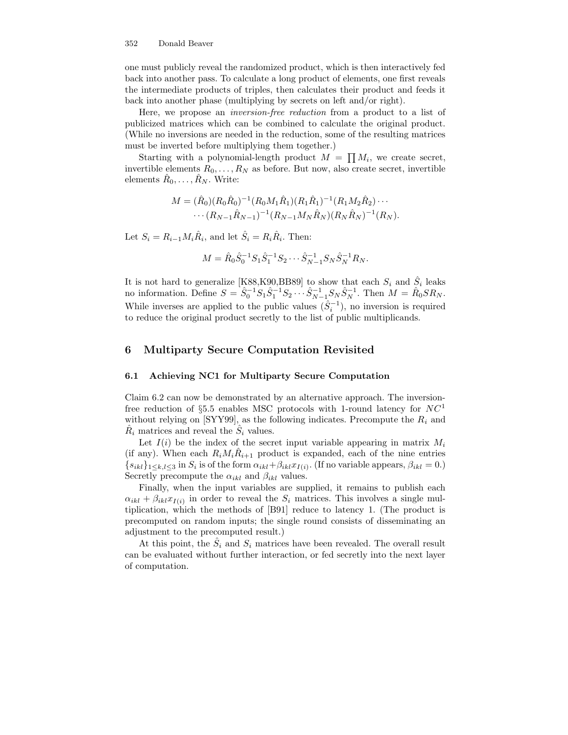one must publicly reveal the randomized product, which is then interactively fed back into another pass. To calculate a long product of elements, one first reveals the intermediate products of triples, then calculates their product and feeds it back into another phase (multiplying by secrets on left and/or right).

Here, we propose an *inversion-free reduction* from a product to a list of publicized matrices which can be combined to calculate the original product. (While no inversions are needed in the reduction, some of the resulting matrices must be inverted before multiplying them together.)

Starting with a polynomial-length product $M = \prod M_i$, we create secret, invertible elements $R_0, \ldots, R_N$ as before. But now, also create secret, invertible elements $\hat{R}_0, \ldots, \hat{R}_N$. Write:

$$M = (\hat{R}_0)(R_0\hat{R}_0)^{-1}(R_0M_1\hat{R}_1)(R_1\hat{R}_1)^{-1}(R_1M_2\hat{R}_2)\cdots$$
$$\cdots(R_{N-1}\hat{R}_{N-1})^{-1}(R_{N-1}M_N\hat{R}_N)(R_N\hat{R}_N)^{-1}(R_N).$$

Let $S_i = R_{i-1}M_i\hat{R}_i$, and let $\hat{S}_i = R_i\hat{R}_i$. Then:

$$M = \hat{R}_0\hat{S}_0^{-1}S_1\hat{S}_1^{-1}S_2\cdots\hat{S}_{N-1}^{-1}S_N\hat{S}_N^{-1}R_N.$$

It is not hard to generalize [K88,K90,BB89] to show that each $S_i$ and $\hat{S}_i$ leaks no information. Define $S = \hat{S}_0^{-1}S_1\hat{S}_1^{-1}S_2\cdots\hat{S}_{N-1}^{-1}S_N\hat{S}_N^{-1}$. Then $M = \hat{R}_0SR_N$. While inverses are applied to the public values ($\hat{S}_i^{-1}$), no inversion is required to reduce the original product secretly to the list of public multiplicands.

## 6 Multiparty Secure Computation Revisited

### 6.1 Achieving NC1 for Multiparty Secure Computation

Claim 6.2 can now be demonstrated by an alternative approach. The inversion-free reduction of §5.5 enables MSC protocols with 1-round latency for $NC^1$ without relying on [SYY99], as the following indicates. Precompute the $R_i$ and $\hat{R}_i$ matrices and reveal the $\hat{S}_i$ values.

Let $I(i)$ be the index of the secret input variable appearing in matrix $M_i$ (if any). When each $R_iM_i\hat{R}_{i+1}$ product is expanded, each of the nine entries $\{s_{ikl}\}_{1\leq k,l\leq 3}$ in $S_i$ is of the form $\alpha_{ikl}+\beta_{ikl}x_{I(i)}$. (If no variable appears, $\beta_{ikl} = 0$.) Secretly precompute the $\alpha_{ikl}$ and $\beta_{ikl}$ values.

Finally, when the input variables are supplied, it remains to publish each $\alpha_{ikl} + \beta_{ikl}x_{I(i)}$ in order to reveal the $S_i$ matrices. This involves a single multiplication, which the methods of [B91] reduce to latency 1. (The product is precomputed on random inputs; the single round consists of disseminating an adjustment to the precomputed result.)

At this point, the $\hat{S}_i$ and $S_i$ matrices have been revealed. The overall result can be evaluated without further interaction, or fed secretly into the next layer of computation.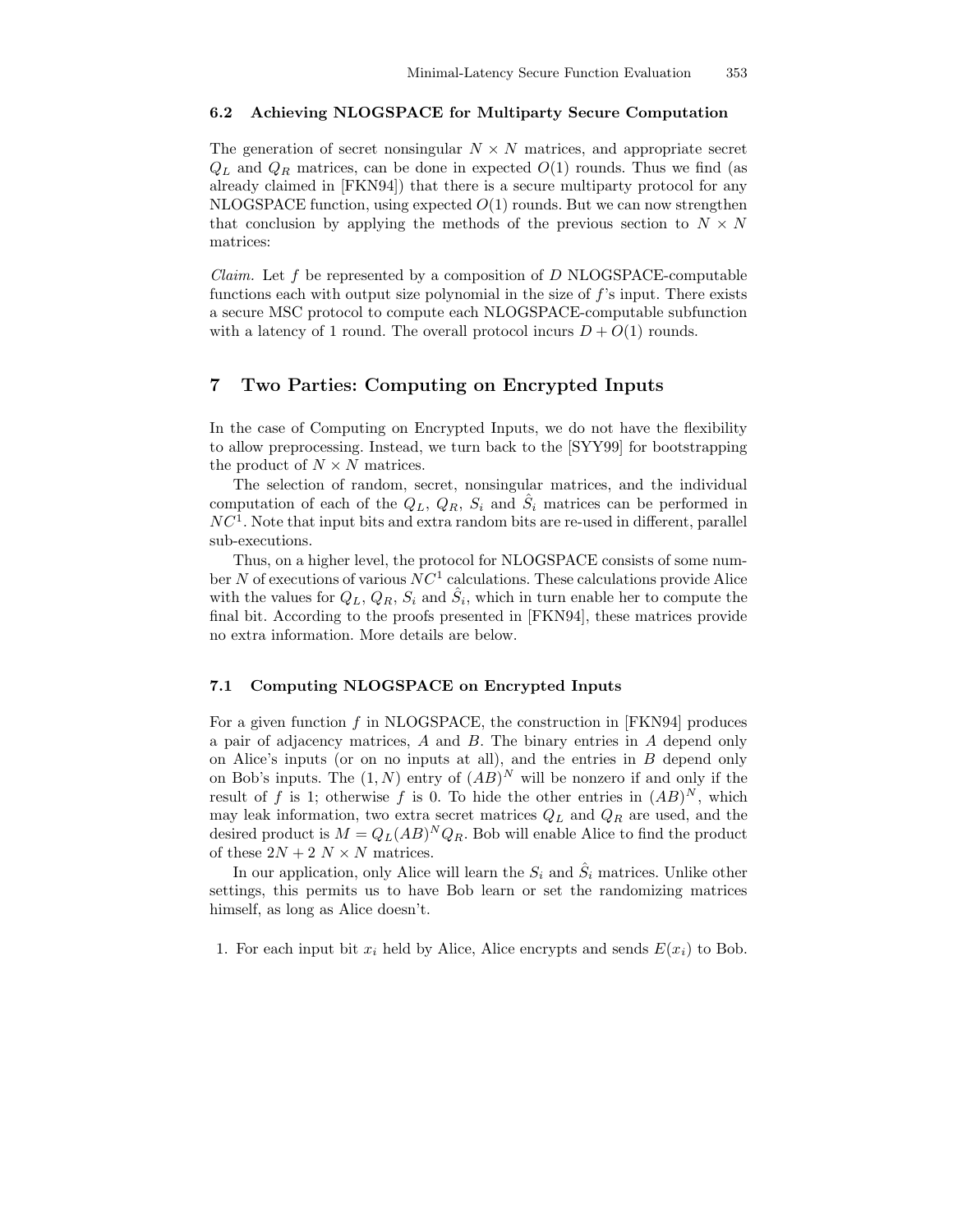### 6.2 Achieving NLOGSPACE for Multiparty Secure Computation

The generation of secret nonsingular $N \times N$ matrices, and appropriate secret $Q_L$ and $Q_R$ matrices, can be done in expected $O(1)$ rounds. Thus we find (as already claimed in [FKN94]) that there is a secure multiparty protocol for any NLOGSPACE function, using expected $O(1)$ rounds. But we can now strengthen that conclusion by applying the methods of the previous section to $N \times N$ matrices:

*Claim.* Let $f$ be represented by a composition of $D$ NLOGSPACE-computable functions each with output size polynomial in the size of $f$'s input. There exists a secure MSC protocol to compute each NLOGSPACE-computable subfunction with a latency of 1 round. The overall protocol incurs $D + O(1)$ rounds.

## 7 Two Parties: Computing on Encrypted Inputs

In the case of Computing on Encrypted Inputs, we do not have the flexibility to allow preprocessing. Instead, we turn back to the [SYY99] for bootstrapping the product of $N \times N$ matrices.

The selection of random, secret, nonsingular matrices, and the individual computation of each of the $Q_L$, $Q_R$, $S_i$ and $\hat{S}_i$ matrices can be performed in $NC^1$. Note that input bits and extra random bits are re-used in different, parallel sub-executions.

Thus, on a higher level, the protocol for NLOGSPACE consists of some number $N$ of executions of various $NC^1$ calculations. These calculations provide Alice with the values for $Q_L$, $Q_R$, $S_i$ and $\hat{S}_i$, which in turn enable her to compute the final bit. According to the proofs presented in [FKN94], these matrices provide no extra information. More details are below.

### 7.1 Computing NLOGSPACE on Encrypted Inputs

For a given function $f$ in NLOGSPACE, the construction in [FKN94] produces a pair of adjacency matrices, $A$ and $B$. The binary entries in $A$ depend only on Alice's inputs (or on no inputs at all), and the entries in $B$ depend only on Bob's inputs. The $(1, N)$ entry of $(AB)^N$ will be nonzero if and only if the result of $f$ is 1; otherwise $f$ is 0. To hide the other entries in $(AB)^N$, which may leak information, two extra secret matrices $Q_L$ and $Q_R$ are used, and the desired product is $M = Q_L(AB)^N Q_R$. Bob will enable Alice to find the product of these $2N + 2$ $N \times N$ matrices.

In our application, only Alice will learn the $S_i$ and $\hat{S}_i$ matrices. Unlike other settings, this permits us to have Bob learn or set the randomizing matrices himself, as long as Alice doesn't.

1. For each input bit $x_i$ held by Alice, Alice encrypts and sends $E(x_i)$ to Bob.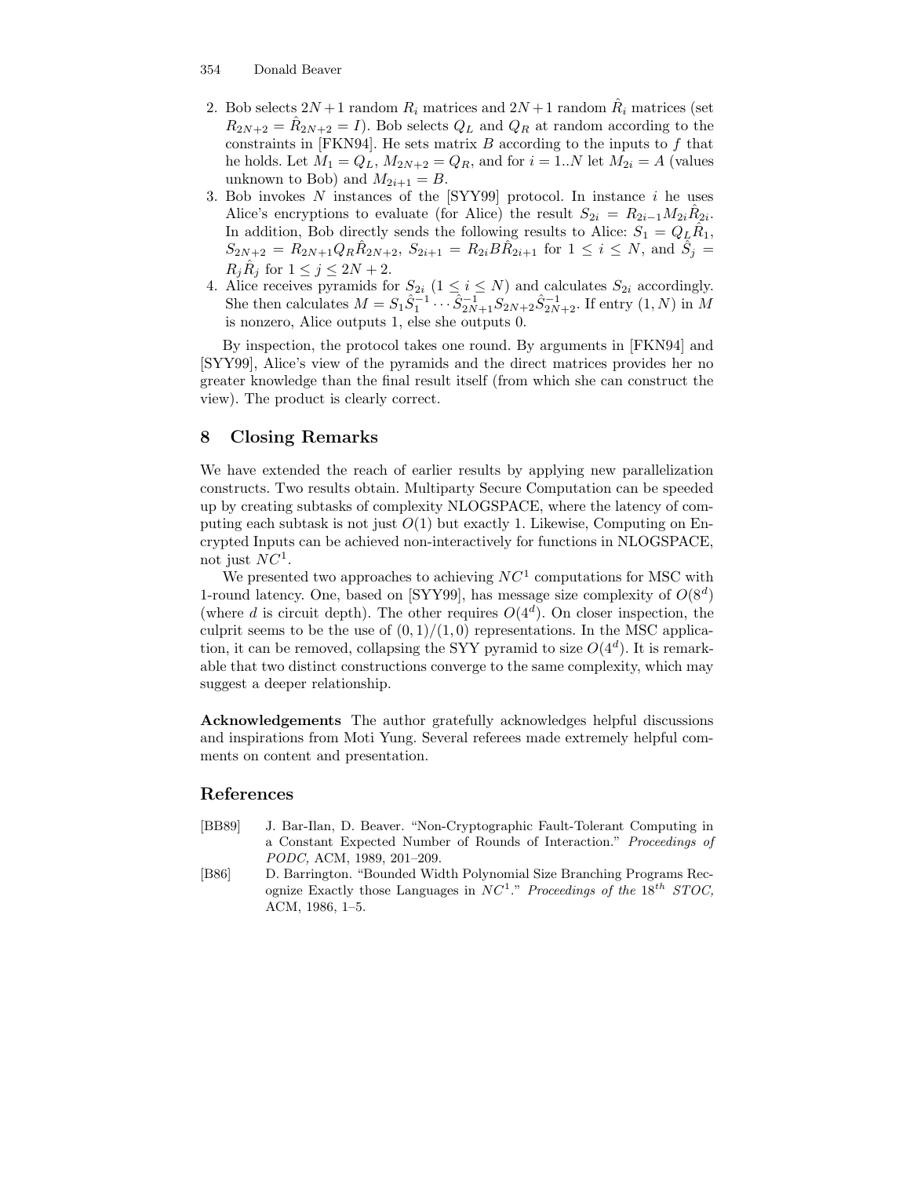2. Bob selects $2N+1$ random $R_i$ matrices and $2N+1$ random $\hat{R}_i$ matrices (set $R_{2N+2} = \hat{R}_{2N+2} = I$). Bob selects $Q_L$ and $Q_R$ at random according to the constraints in [FKN94]. He sets matrix $B$ according to the inputs to $f$ that he holds. Let $M_1 = Q_L$, $M_{2N+2} = Q_R$, and for $i = 1..N$ let $M_{2i} = A$ (values unknown to Bob) and $M_{2i+1} = B$.
3. Bob invokes $N$ instances of the [SYY99] protocol. In instance $i$ he uses Alice's encryptions to evaluate (for Alice) the result $S_{2i} = R_{2i-1} M_{2i} \hat{R}_{2i}$. In addition, Bob directly sends the following results to Alice: $S_1 = Q_L \hat{R}_1$, $S_{2N+2} = R_{2N+1} Q_R \hat{R}_{2N+2}$, $S_{2i+1} = R_{2i} B \hat{R}_{2i+1}$ for $1 \leq i \leq N$, and $\hat{S}_j = R_j \hat{R}_j$ for $1 \leq j \leq 2N+2$.
4. Alice receives pyramids for $S_{2i}$ ($1 \leq i \leq N$) and calculates $S_{2i}$ accordingly. She then calculates $M = S_1 \hat{S}_1^{-1} \cdots \hat{S}_{2N+1}^{-1} S_{2N+2} \hat{S}_{2N+2}^{-1}$. If entry $(1, N)$ in $M$ is nonzero, Alice outputs 1, else she outputs 0.

By inspection, the protocol takes one round. By arguments in [FKN94] and [SYY99], Alice's view of the pyramids and the direct matrices provides her no greater knowledge than the final result itself (from which she can construct the view). The product is clearly correct.

## 8 Closing Remarks

We have extended the reach of earlier results by applying new parallelization constructs. Two results obtain. Multiparty Secure Computation can be speeded up by creating subtasks of complexity NLOGSPACE, where the latency of computing each subtask is not just $O(1)$ but exactly 1. Likewise, Computing on Encrypted Inputs can be achieved non-interactively for functions in NLOGSPACE, not just $NC^1$.

We presented two approaches to achieving $NC^1$ computations for MSC with 1-round latency. One, based on [SYY99], has message size complexity of $O(8^d)$ (where $d$ is circuit depth). The other requires $O(4^d)$. On closer inspection, the culprit seems to be the use of $(0,1)/(1,0)$ representations. In the MSC application, it can be removed, collapsing the SYY pyramid to size $O(4^d)$. It is remarkable that two distinct constructions converge to the same complexity, which may suggest a deeper relationship.

**Acknowledgements** The author gratefully acknowledges helpful discussions and inspirations from Moti Yung. Several referees made extremely helpful comments on content and presentation.

## References

[BB89] J. Bar-Ilan, D. Beaver. "Non-Cryptographic Fault-Tolerant Computing in a Constant Expected Number of Rounds of Interaction." *Proceedings of PODC,* ACM, 1989, 201–209.

[B86] D. Barrington. "Bounded Width Polynomial Size Branching Programs Recognize Exactly those Languages in $NC^1$." *Proceedings of the $18^{th}$ STOC,* ACM, 1986, 1–5.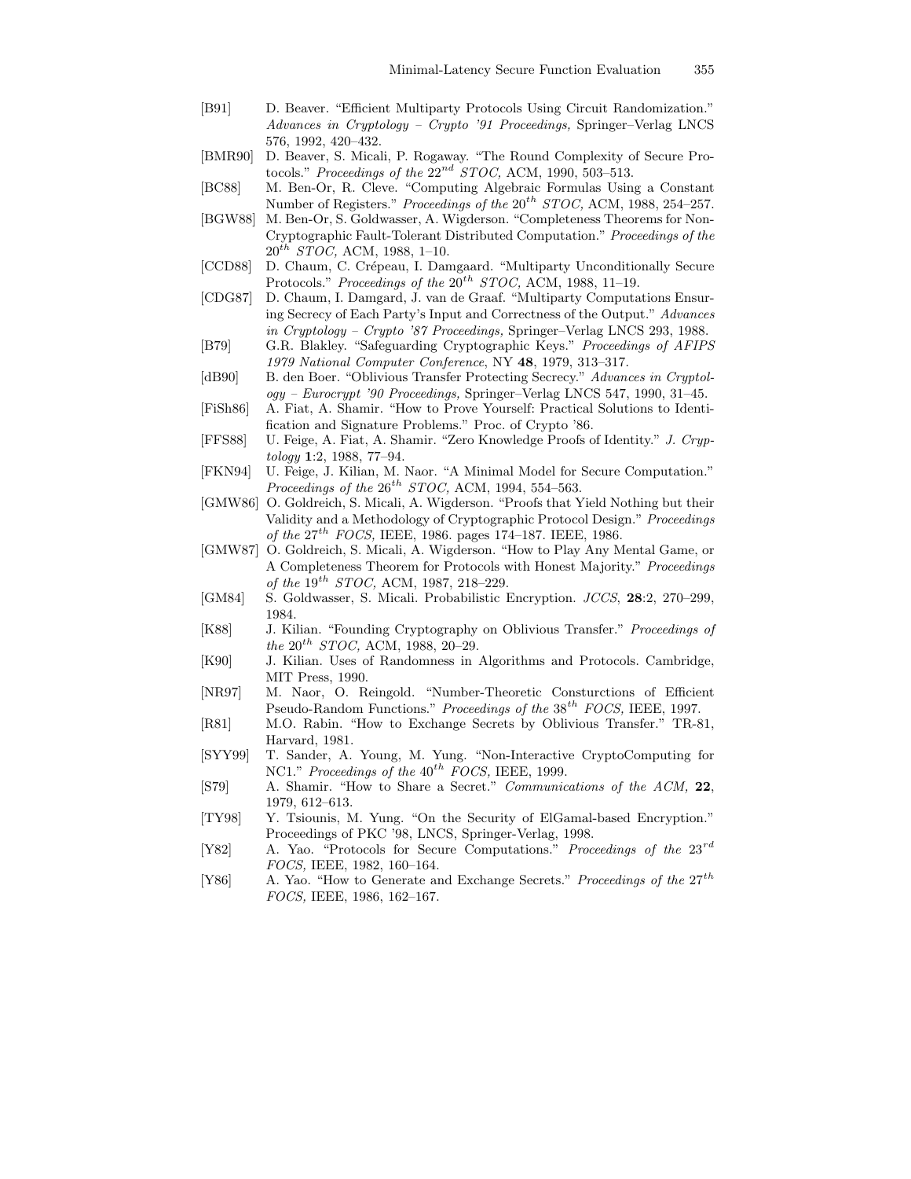[B91] D. Beaver. "Efficient Multiparty Protocols Using Circuit Randomization." *Advances in Cryptology – Crypto '91 Proceedings,* Springer–Verlag LNCS 576, 1992, 420–432.

[BMR90] D. Beaver, S. Micali, P. Rogaway. "The Round Complexity of Secure Protocols." *Proceedings of the* $22^{nd}$ *STOC,* ACM, 1990, 503–513.

[BC88] M. Ben-Or, R. Cleve. "Computing Algebraic Formulas Using a Constant Number of Registers." *Proceedings of the* $20^{th}$ *STOC,* ACM, 1988, 254–257.

[BGW88] M. Ben-Or, S. Goldwasser, A. Wigderson. "Completeness Theorems for Non-Cryptographic Fault-Tolerant Distributed Computation." *Proceedings of the* $20^{th}$ *STOC,* ACM, 1988, 1–10.

[CCD88] D. Chaum, C. Crépeau, I. Damgaard. "Multiparty Unconditionally Secure Protocols." *Proceedings of the* $20^{th}$ *STOC,* ACM, 1988, 11–19.

[CDG87] D. Chaum, I. Damgard, J. van de Graaf. "Multiparty Computations Ensuring Secrecy of Each Party's Input and Correctness of the Output." *Advances in Cryptology – Crypto '87 Proceedings,* Springer–Verlag LNCS 293, 1988.

[B79] G.R. Blakley. "Safeguarding Cryptographic Keys." *Proceedings of AFIPS 1979 National Computer Conference*, NY **48**, 1979, 313–317.

[dB90] B. den Boer. "Oblivious Transfer Protecting Secrecy." *Advances in Cryptology – Eurocrypt '90 Proceedings,* Springer–Verlag LNCS 547, 1990, 31–45.

[FiSh86] A. Fiat, A. Shamir. "How to Prove Yourself: Practical Solutions to Identification and Signature Problems." Proc. of Crypto '86.

[FFS88] U. Feige, A. Fiat, A. Shamir. "Zero Knowledge Proofs of Identity." *J. Cryptology* **1**:2, 1988, 77–94.

[FKN94] U. Feige, J. Kilian, M. Naor. "A Minimal Model for Secure Computation." *Proceedings of the* $26^{th}$ *STOC,* ACM, 1994, 554–563.

[GMW86] O. Goldreich, S. Micali, A. Wigderson. "Proofs that Yield Nothing but their Validity and a Methodology of Cryptographic Protocol Design." *Proceedings of the* $27^{th}$ *FOCS,* IEEE, 1986. pages 174–187. IEEE, 1986.

[GMW87] O. Goldreich, S. Micali, A. Wigderson. "How to Play Any Mental Game, or A Completeness Theorem for Protocols with Honest Majority." *Proceedings of the* $19^{th}$ *STOC,* ACM, 1987, 218–229.

[GM84] S. Goldwasser, S. Micali. Probabilistic Encryption. *JCCS*, **28**:2, 270–299, 1984.

[K88] J. Kilian. "Founding Cryptography on Oblivious Transfer." *Proceedings of the* $20^{th}$ *STOC,* ACM, 1988, 20–29.

[K90] J. Kilian. Uses of Randomness in Algorithms and Protocols. Cambridge, MIT Press, 1990.

[NR97] M. Naor, O. Reingold. "Number-Theoretic Consturctions of Efficient Pseudo-Random Functions." *Proceedings of the* $38^{th}$ *FOCS,* IEEE, 1997.

[R81] M.O. Rabin. "How to Exchange Secrets by Oblivious Transfer." TR-81, Harvard, 1981.

[SYY99] T. Sander, A. Young, M. Yung. "Non-Interactive CryptoComputing for NC1." *Proceedings of the* $40^{th}$ *FOCS,* IEEE, 1999.

[S79] A. Shamir. "How to Share a Secret." *Communications of the ACM,* **22**, 1979, 612–613.

[TY98] Y. Tsiounis, M. Yung. "On the Security of ElGamal-based Encryption." Proceedings of PKC '98, LNCS, Springer-Verlag, 1998.

[Y82] A. Yao. "Protocols for Secure Computations." *Proceedings of the* $23^{rd}$ *FOCS,* IEEE, 1982, 160–164.

[Y86] A. Yao. "How to Generate and Exchange Secrets." *Proceedings of the* $27^{th}$ *FOCS,* IEEE, 1986, 162–167.